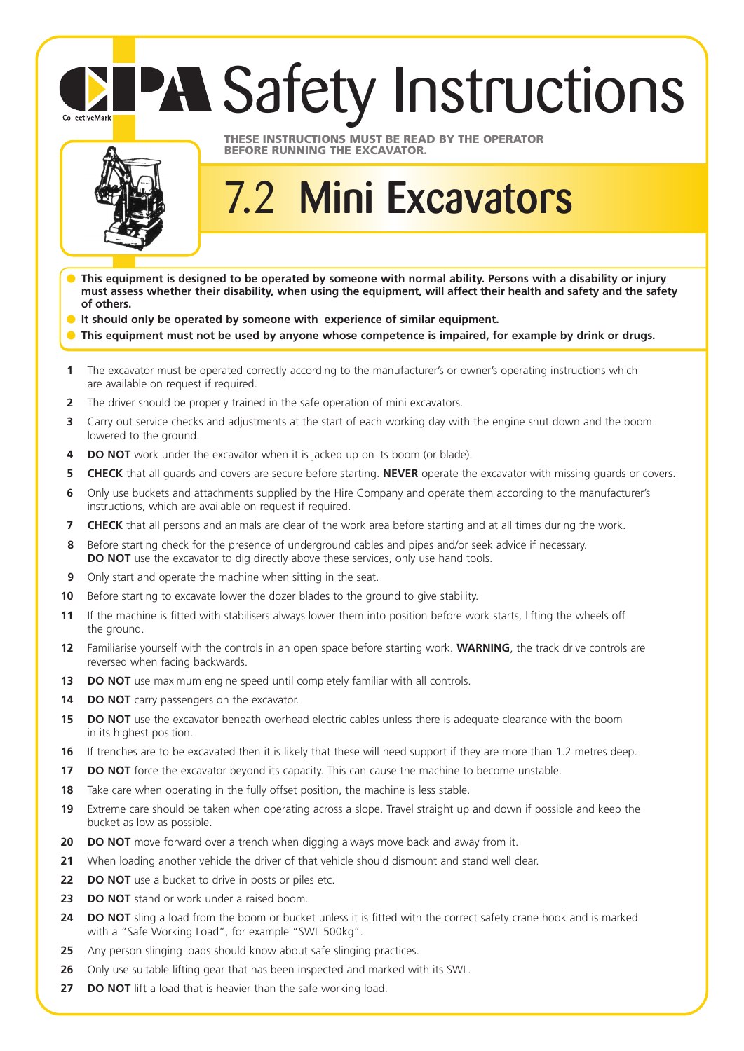# CPA Safety Instructions

CollectiveMark

**THESE INSTRUCTIONS MUST BE READ BY THE OPERATOR BEFORE RUNNING THE EXCAVATOR.**

## 7.2 Mini Excavators

- **This equipment is designed to be operated by someone with normal ability. Persons with a disability or injury must assess whether their disability, when using the equipment, will affect their health and safety and the safety of others.**
- **It should only be operated by someone with experience of similar equipment.**
- **This equipment must not be used by anyone whose competence is impaired, for example by drink or drugs.**

1. The excavator must be operated correctly according to the manufacturer's or owner's operating instructions which are available on request if required.
2. The driver should be properly trained in the safe operation of mini excavators.
3. Carry out service checks and adjustments at the start of each working day with the engine shut down and the boom lowered to the ground.
4. **DO NOT** work under the excavator when it is jacked up on its boom (or blade).
5. **CHECK** that all guards and covers are secure before starting. **NEVER** operate the excavator with missing guards or covers.
6. Only use buckets and attachments supplied by the Hire Company and operate them according to the manufacturer's instructions, which are available on request if required.
7. **CHECK** that all persons and animals are clear of the work area before starting and at all times during the work.
8. Before starting check for the presence of underground cables and pipes and/or seek advice if necessary. **DO NOT** use the excavator to dig directly above these services, only use hand tools.
9. Only start and operate the machine when sitting in the seat.
10. Before starting to excavate lower the dozer blades to the ground to give stability.
11. If the machine is fitted with stabilisers always lower them into position before work starts, lifting the wheels off the ground.
12. Familiarise yourself with the controls in an open space before starting work. **WARNING**, the track drive controls are reversed when facing backwards.
13. **DO NOT** use maximum engine speed until completely familiar with all controls.
14. **DO NOT** carry passengers on the excavator.
15. **DO NOT** use the excavator beneath overhead electric cables unless there is adequate clearance with the boom in its highest position.
16. If trenches are to be excavated then it is likely that these will need support if they are more than 1.2 metres deep.
17. **DO NOT** force the excavator beyond its capacity. This can cause the machine to become unstable.
18. Take care when operating in the fully offset position, the machine is less stable.
19. Extreme care should be taken when operating across a slope. Travel straight up and down if possible and keep the bucket as low as possible.
20. **DO NOT** move forward over a trench when digging always move back and away from it.
21. When loading another vehicle the driver of that vehicle should dismount and stand well clear.
22. **DO NOT** use a bucket to drive in posts or piles etc.
23. **DO NOT** stand or work under a raised boom.
24. **DO NOT** sling a load from the boom or bucket unless it is fitted with the correct safety crane hook and is marked with a "Safe Working Load", for example "SWL 500kg".
25. Any person slinging loads should know about safe slinging practices.
26. Only use suitable lifting gear that has been inspected and marked with its SWL.
27. **DO NOT** lift a load that is heavier than the safe working load.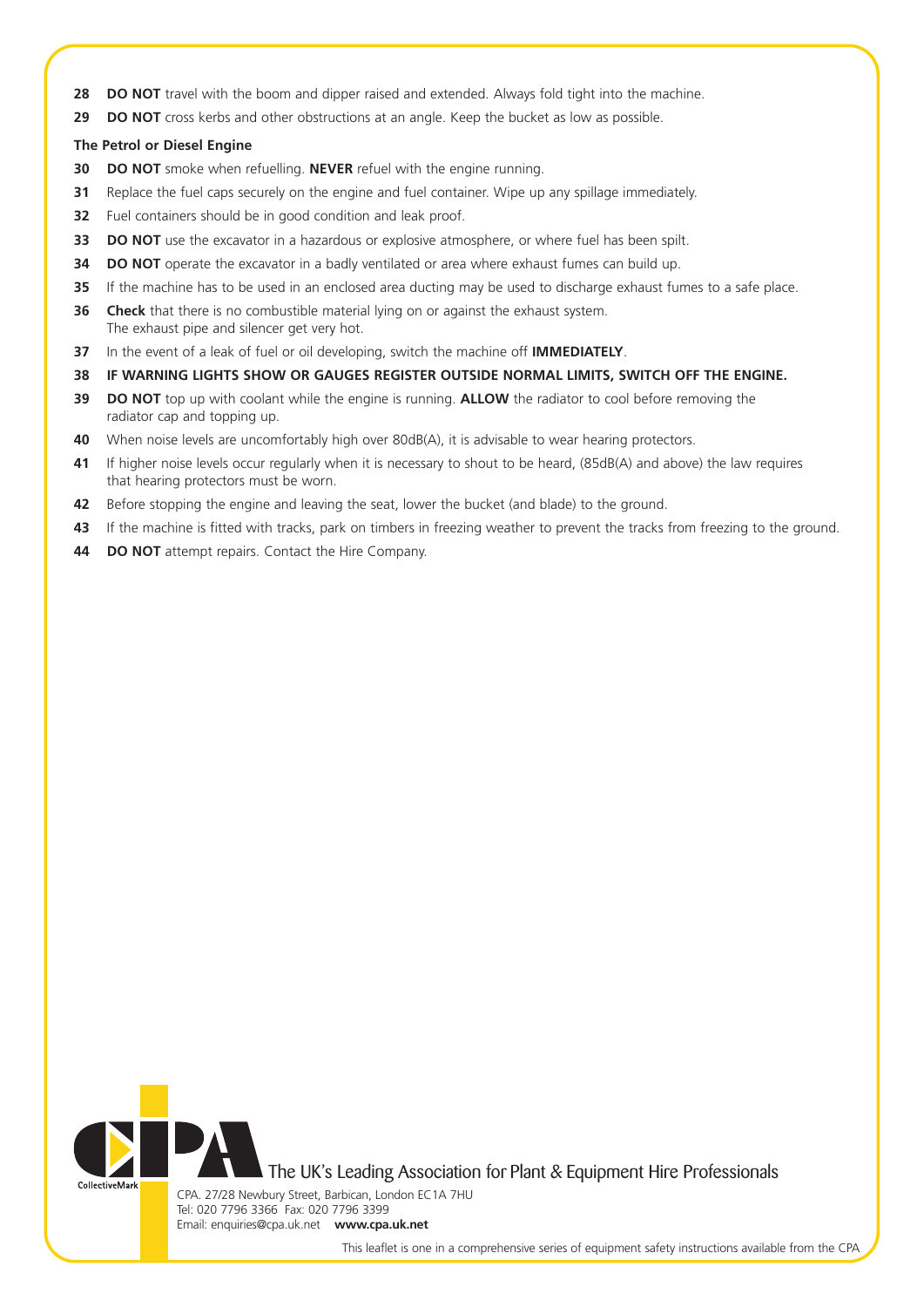**28** **DO NOT** travel with the boom and dipper raised and extended. Always fold tight into the machine.

**29** **DO NOT** cross kerbs and other obstructions at an angle. Keep the bucket as low as possible.

### The Petrol or Diesel Engine

**30** **DO NOT** smoke when refuelling. **NEVER** refuel with the engine running.

**31** Replace the fuel caps securely on the engine and fuel container. Wipe up any spillage immediately.

**32** Fuel containers should be in good condition and leak proof.

**33** **DO NOT** use the excavator in a hazardous or explosive atmosphere, or where fuel has been spilt.

**34** **DO NOT** operate the excavator in a badly ventilated or area where exhaust fumes can build up.

**35** If the machine has to be used in an enclosed area ducting may be used to discharge exhaust fumes to a safe place.

**36** **Check** that there is no combustible material lying on or against the exhaust system. The exhaust pipe and silencer get very hot.

**37** In the event of a leak of fuel or oil developing, switch the machine off **IMMEDIATELY**.

**38** **IF WARNING LIGHTS SHOW OR GAUGES REGISTER OUTSIDE NORMAL LIMITS, SWITCH OFF THE ENGINE.**

**39** **DO NOT** top up with coolant while the engine is running. **ALLOW** the radiator to cool before removing the radiator cap and topping up.

**40** When noise levels are uncomfortably high over 80dB(A), it is advisable to wear hearing protectors.

**41** If higher noise levels occur regularly when it is necessary to shout to be heard, (85dB(A) and above) the law requires that hearing protectors must be worn.

**42** Before stopping the engine and leaving the seat, lower the bucket (and blade) to the ground.

**43** If the machine is fitted with tracks, park on timbers in freezing weather to prevent the tracks from freezing to the ground.

**44** **DO NOT** attempt repairs. Contact the Hire Company.

CollectiveMark

The UK's Leading Association for Plant & Equipment Hire Professionals

CPA. 27/28 Newbury Street, Barbican, London EC1A 7HU
Tel: 020 7796 3366 Fax: 020 7796 3399
Email: enquiries@cpa.uk.net **www.cpa.uk.net**

This leaflet is one in a comprehensive series of equipment safety instructions available from the CPA